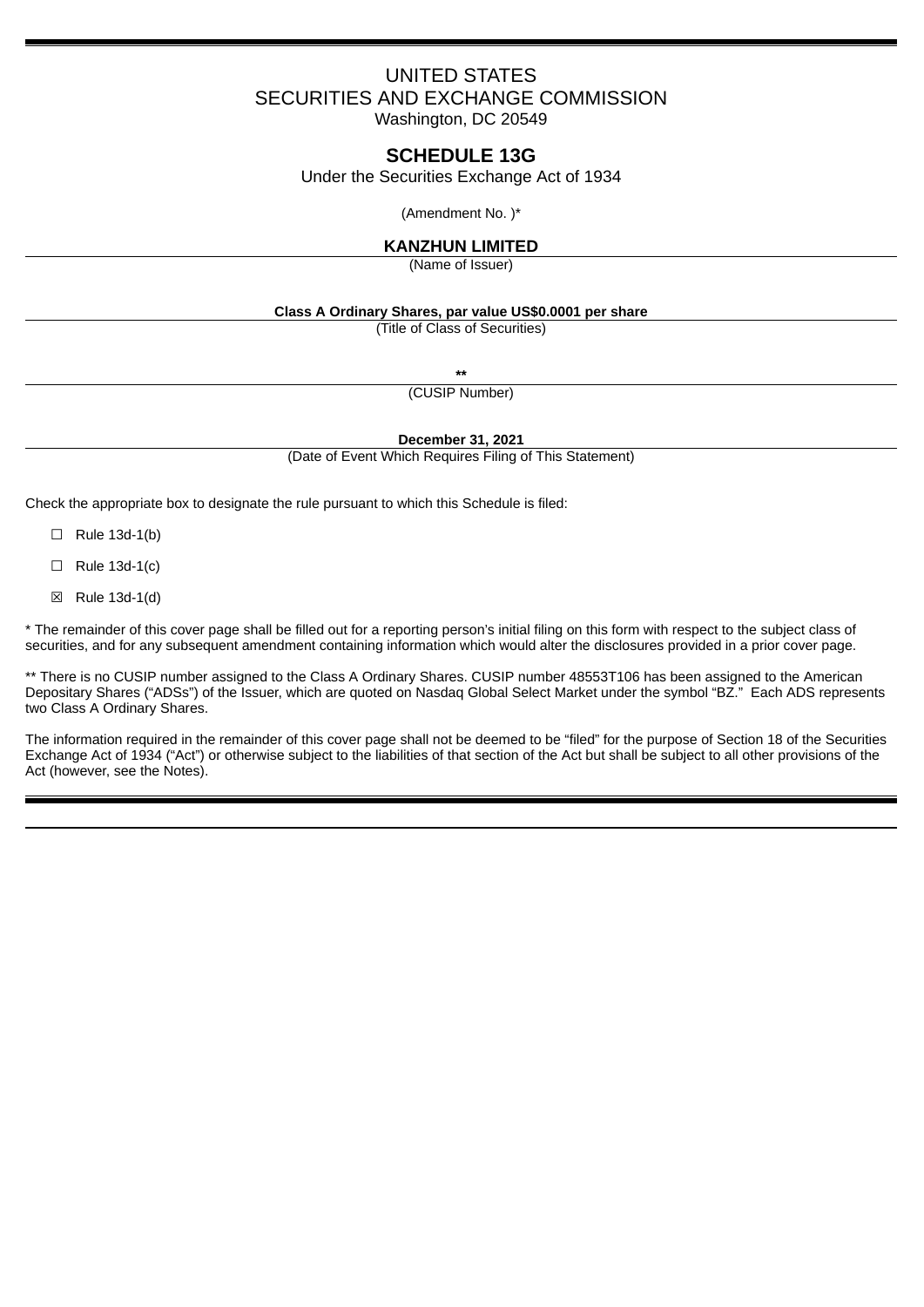UNITED STATES
SECURITIES AND EXCHANGE COMMISSION
Washington, DC 20549

# SCHEDULE 13G

Under the Securities Exchange Act of 1934

(Amendment No. )*

**KANZHUN LIMITED**
(Name of Issuer)

**Class A Ordinary Shares, par value US$0.0001 per share**
(Title of Class of Securities)

**\*\***
(CUSIP Number)

**December 31, 2021**
(Date of Event Which Requires Filing of This Statement)

Check the appropriate box to designate the rule pursuant to which this Schedule is filed:

☐ Rule 13d-1(b)

☐ Rule 13d-1(c)

☒ Rule 13d-1(d)

\* The remainder of this cover page shall be filled out for a reporting person's initial filing on this form with respect to the subject class of securities, and for any subsequent amendment containing information which would alter the disclosures provided in a prior cover page.

\*\* There is no CUSIP number assigned to the Class A Ordinary Shares. CUSIP number 48553T106 has been assigned to the American Depositary Shares ("ADSs") of the Issuer, which are quoted on Nasdaq Global Select Market under the symbol "BZ." Each ADS represents two Class A Ordinary Shares.

The information required in the remainder of this cover page shall not be deemed to be "filed" for the purpose of Section 18 of the Securities Exchange Act of 1934 ("Act") or otherwise subject to the liabilities of that section of the Act but shall be subject to all other provisions of the Act (however, see the Notes).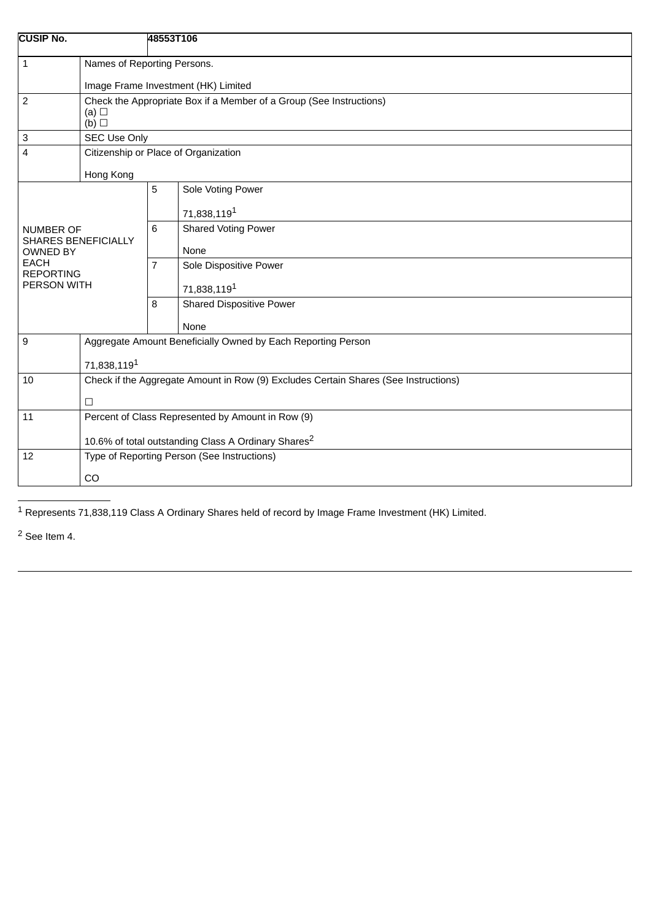| CUSIP No. | | 48553T106 | |
|---|---|---|---|
| 1 | Names of Reporting Persons.<br><br>Image Frame Investment (HK) Limited | | |
| 2 | Check the Appropriate Box if a Member of a Group (See Instructions)<br>(a) ☐<br>(b) ☐ | | |
| 3 | SEC Use Only | | |
| 4 | Citizenship or Place of Organization<br><br>Hong Kong | | |
| NUMBER OF SHARES BENEFICIALLY OWNED BY EACH REPORTING PERSON WITH | | 5 | Sole Voting Power<br><br>71,838,119[1] |
| | | 6 | Shared Voting Power<br><br>None |
| | | 7 | Sole Dispositive Power<br><br>71,838,119[1] |
| | | 8 | Shared Dispositive Power<br><br>None |
| 9 | Aggregate Amount Beneficially Owned by Each Reporting Person<br><br>71,838,119[1] | | |
| 10 | Check if the Aggregate Amount in Row (9) Excludes Certain Shares (See Instructions)<br><br>☐ | | |
| 11 | Percent of Class Represented by Amount in Row (9)<br><br>10.6% of total outstanding Class A Ordinary Shares[2] | | |
| 12 | Type of Reporting Person (See Instructions)<br><br>CO | | |

[1] Represents 71,838,119 Class A Ordinary Shares held of record by Image Frame Investment (HK) Limited.

[2] See Item 4.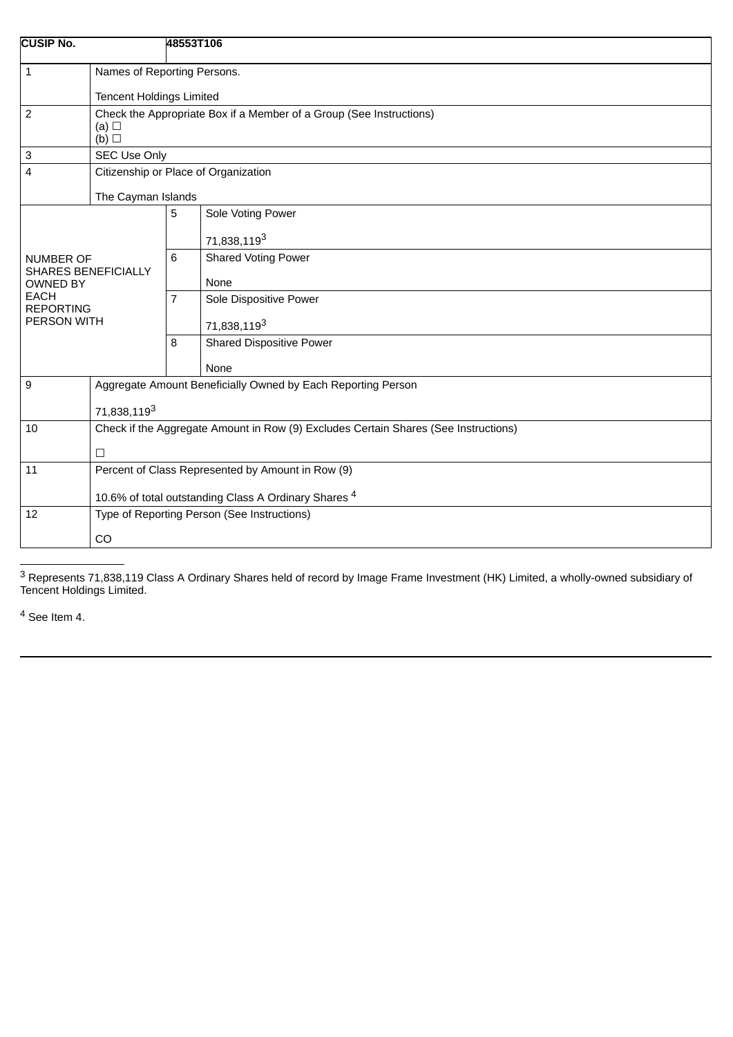| CUSIP No. | | 48553T106 | |
|---|---|---|---|
| 1 | Names of Reporting Persons.<br><br>Tencent Holdings Limited | | |
| 2 | Check the Appropriate Box if a Member of a Group (See Instructions)<br>(a) ☐<br>(b) ☐ | | |
| 3 | SEC Use Only | | |
| 4 | Citizenship or Place of Organization<br><br>The Cayman Islands | | |
| NUMBER OF SHARES BENEFICIALLY OWNED BY EACH REPORTING PERSON WITH | | 5 | Sole Voting Power<br><br>71,838,119[3] |
| | | 6 | Shared Voting Power<br><br>None |
| | | 7 | Sole Dispositive Power<br><br>71,838,119[3] |
| | | 8 | Shared Dispositive Power<br><br>None |
| 9 | Aggregate Amount Beneficially Owned by Each Reporting Person<br><br>71,838,119[3] | | |
| 10 | Check if the Aggregate Amount in Row (9) Excludes Certain Shares (See Instructions)<br><br>☐ | | |
| 11 | Percent of Class Represented by Amount in Row (9)<br><br>10.6% of total outstanding Class A Ordinary Shares [4] | | |
| 12 | Type of Reporting Person (See Instructions)<br><br>CO | | |

[3] Represents 71,838,119 Class A Ordinary Shares held of record by Image Frame Investment (HK) Limited, a wholly-owned subsidiary of Tencent Holdings Limited.

[4] See Item 4.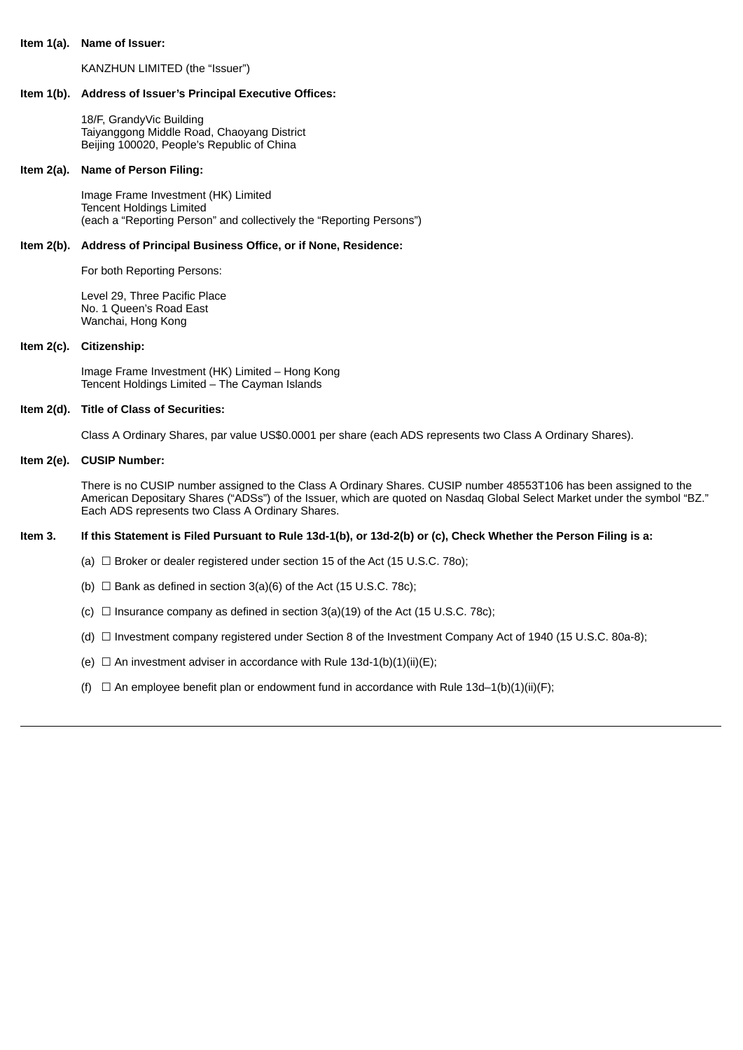**Item 1(a). Name of Issuer:**

KANZHUN LIMITED (the "Issuer")

**Item 1(b). Address of Issuer's Principal Executive Offices:**

18/F, GrandyVic Building
Taiyanggong Middle Road, Chaoyang District
Beijing 100020, People's Republic of China

**Item 2(a). Name of Person Filing:**

Image Frame Investment (HK) Limited
Tencent Holdings Limited
(each a "Reporting Person" and collectively the "Reporting Persons")

**Item 2(b). Address of Principal Business Office, or if None, Residence:**

For both Reporting Persons:

Level 29, Three Pacific Place
No. 1 Queen's Road East
Wanchai, Hong Kong

**Item 2(c). Citizenship:**

Image Frame Investment (HK) Limited – Hong Kong
Tencent Holdings Limited – The Cayman Islands

**Item 2(d). Title of Class of Securities:**

Class A Ordinary Shares, par value US$0.0001 per share (each ADS represents two Class A Ordinary Shares).

**Item 2(e). CUSIP Number:**

There is no CUSIP number assigned to the Class A Ordinary Shares. CUSIP number 48553T106 has been assigned to the American Depositary Shares ("ADSs") of the Issuer, which are quoted on Nasdaq Global Select Market under the symbol "BZ." Each ADS represents two Class A Ordinary Shares.

**Item 3. If this Statement is Filed Pursuant to Rule 13d-1(b), or 13d-2(b) or (c), Check Whether the Person Filing is a:**

(a) ☐ Broker or dealer registered under section 15 of the Act (15 U.S.C. 78o);

(b) ☐ Bank as defined in section 3(a)(6) of the Act (15 U.S.C. 78c);

(c) ☐ Insurance company as defined in section 3(a)(19) of the Act (15 U.S.C. 78c);

(d) ☐ Investment company registered under Section 8 of the Investment Company Act of 1940 (15 U.S.C. 80a-8);

(e) ☐ An investment adviser in accordance with Rule 13d-1(b)(1)(ii)(E);

(f) ☐ An employee benefit plan or endowment fund in accordance with Rule 13d–1(b)(1)(ii)(F);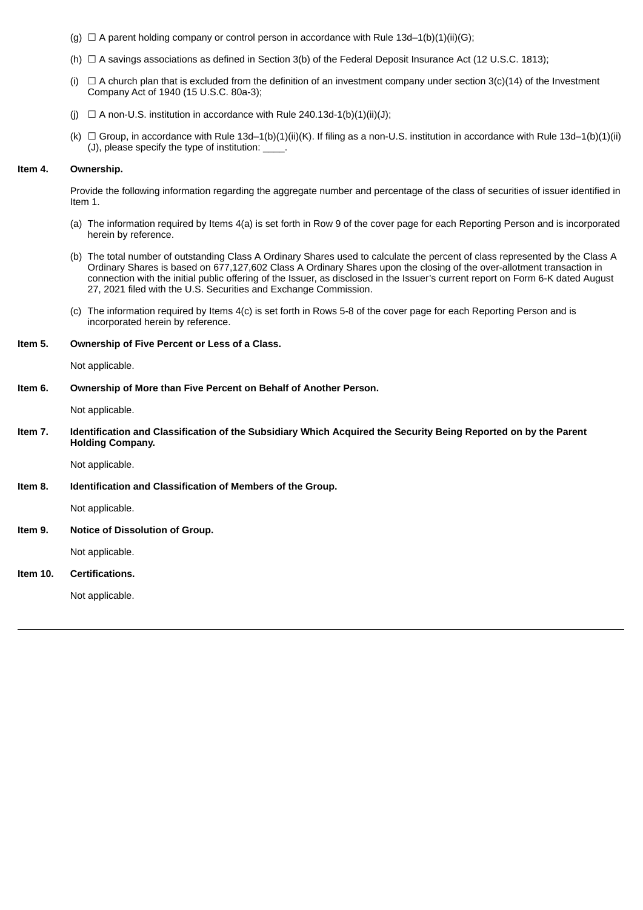(g) ☐ A parent holding company or control person in accordance with Rule 13d–1(b)(1)(ii)(G);

(h) ☐ A savings associations as defined in Section 3(b) of the Federal Deposit Insurance Act (12 U.S.C. 1813);

(i) ☐ A church plan that is excluded from the definition of an investment company under section 3(c)(14) of the Investment Company Act of 1940 (15 U.S.C. 80a-3);

(j) ☐ A non-U.S. institution in accordance with Rule 240.13d-1(b)(1)(ii)(J);

(k) ☐ Group, in accordance with Rule 13d–1(b)(1)(ii)(K). If filing as a non-U.S. institution in accordance with Rule 13d–1(b)(1)(ii)(J), please specify the type of institution: ____.

**Item 4. Ownership.**

Provide the following information regarding the aggregate number and percentage of the class of securities of issuer identified in Item 1.

(a) The information required by Items 4(a) is set forth in Row 9 of the cover page for each Reporting Person and is incorporated herein by reference.

(b) The total number of outstanding Class A Ordinary Shares used to calculate the percent of class represented by the Class A Ordinary Shares is based on 677,127,602 Class A Ordinary Shares upon the closing of the over-allotment transaction in connection with the initial public offering of the Issuer, as disclosed in the Issuer's current report on Form 6-K dated August 27, 2021 filed with the U.S. Securities and Exchange Commission.

(c) The information required by Items 4(c) is set forth in Rows 5-8 of the cover page for each Reporting Person and is incorporated herein by reference.

**Item 5. Ownership of Five Percent or Less of a Class.**

Not applicable.

**Item 6. Ownership of More than Five Percent on Behalf of Another Person.**

Not applicable.

**Item 7. Identification and Classification of the Subsidiary Which Acquired the Security Being Reported on by the Parent Holding Company.**

Not applicable.

**Item 8. Identification and Classification of Members of the Group.**

Not applicable.

**Item 9. Notice of Dissolution of Group.**

Not applicable.

**Item 10. Certifications.**

Not applicable.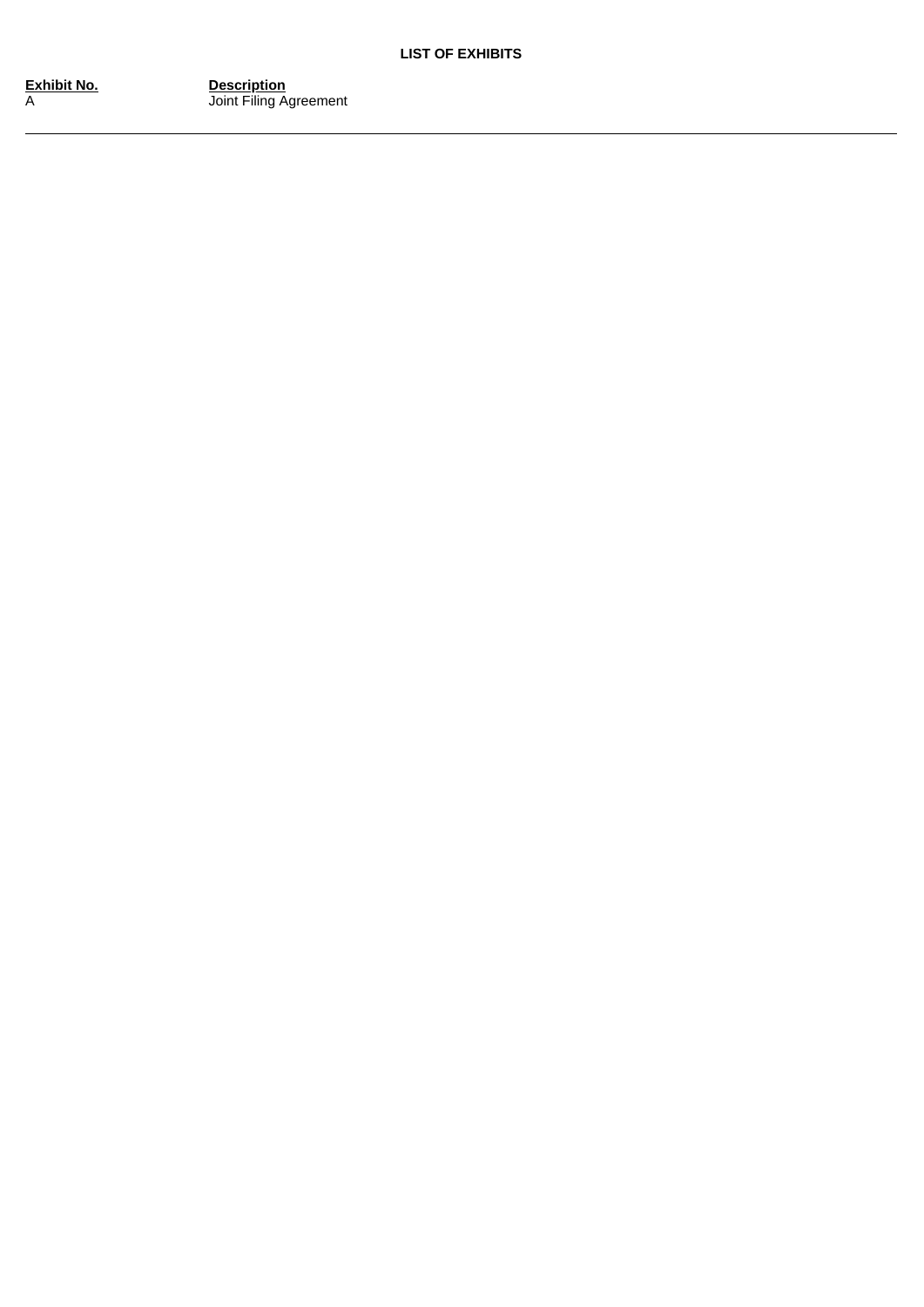**LIST OF EXHIBITS**

| Exhibit No. | Description |
| --- | --- |
| A | Joint Filing Agreement |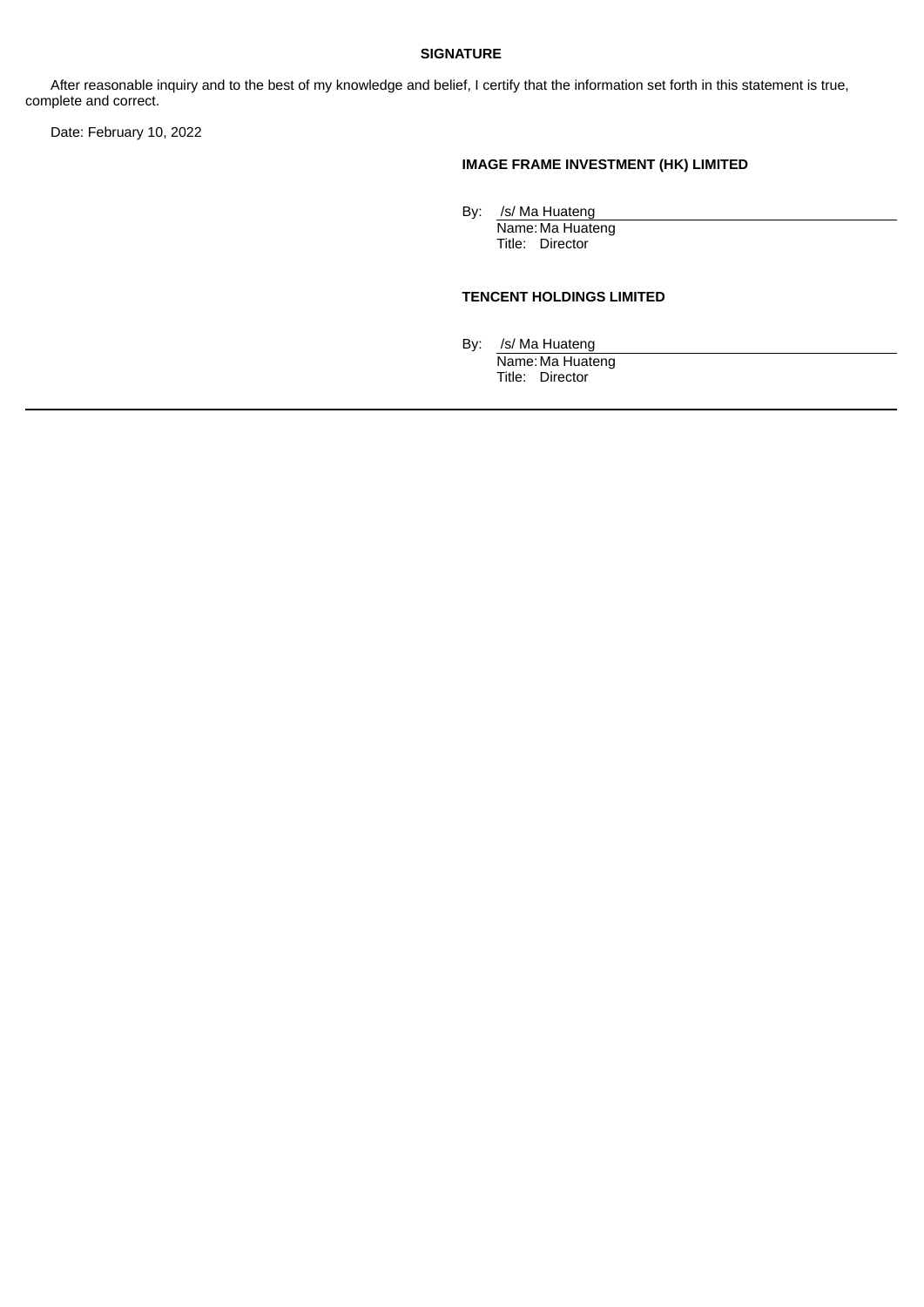## SIGNATURE

After reasonable inquiry and to the best of my knowledge and belief, I certify that the information set forth in this statement is true, complete and correct.

Date: February 10, 2022

**IMAGE FRAME INVESTMENT (HK) LIMITED**

By: /s/ Ma Huateng
Name: Ma Huateng
Title: Director

**TENCENT HOLDINGS LIMITED**

By: /s/ Ma Huateng
Name: Ma Huateng
Title: Director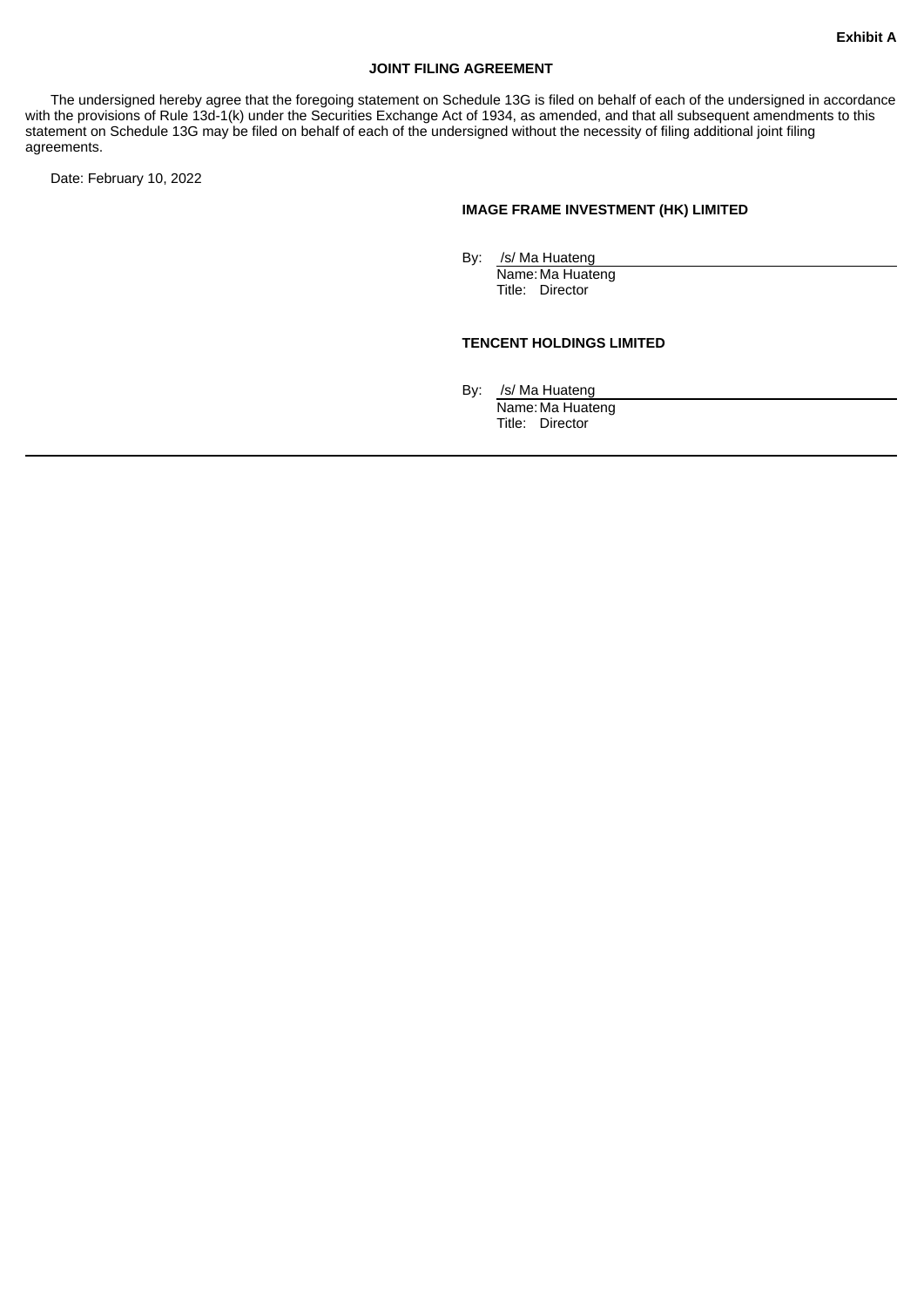**Exhibit A**

**JOINT FILING AGREEMENT**

The undersigned hereby agree that the foregoing statement on Schedule 13G is filed on behalf of each of the undersigned in accordance with the provisions of Rule 13d-1(k) under the Securities Exchange Act of 1934, as amended, and that all subsequent amendments to this statement on Schedule 13G may be filed on behalf of each of the undersigned without the necessity of filing additional joint filing agreements.

Date: February 10, 2022

**IMAGE FRAME INVESTMENT (HK) LIMITED**

By: /s/ Ma Huateng
Name: Ma Huateng
Title: Director

**TENCENT HOLDINGS LIMITED**

By: /s/ Ma Huateng
Name: Ma Huateng
Title: Director